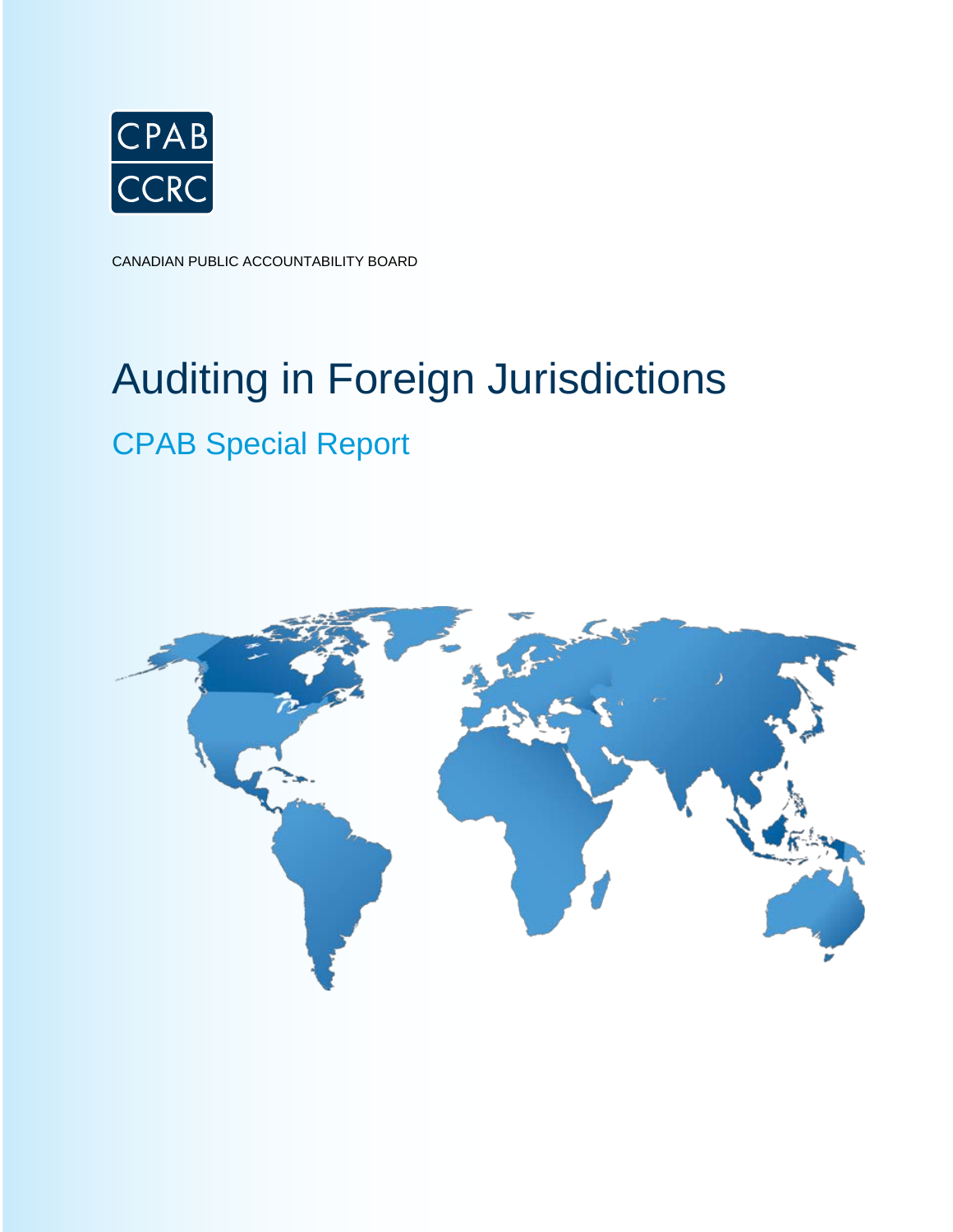CPAB
CCRC

CANADIAN PUBLIC ACCOUNTABILITY BOARD

# Auditing in Foreign Jurisdictions

## CPAB Special Report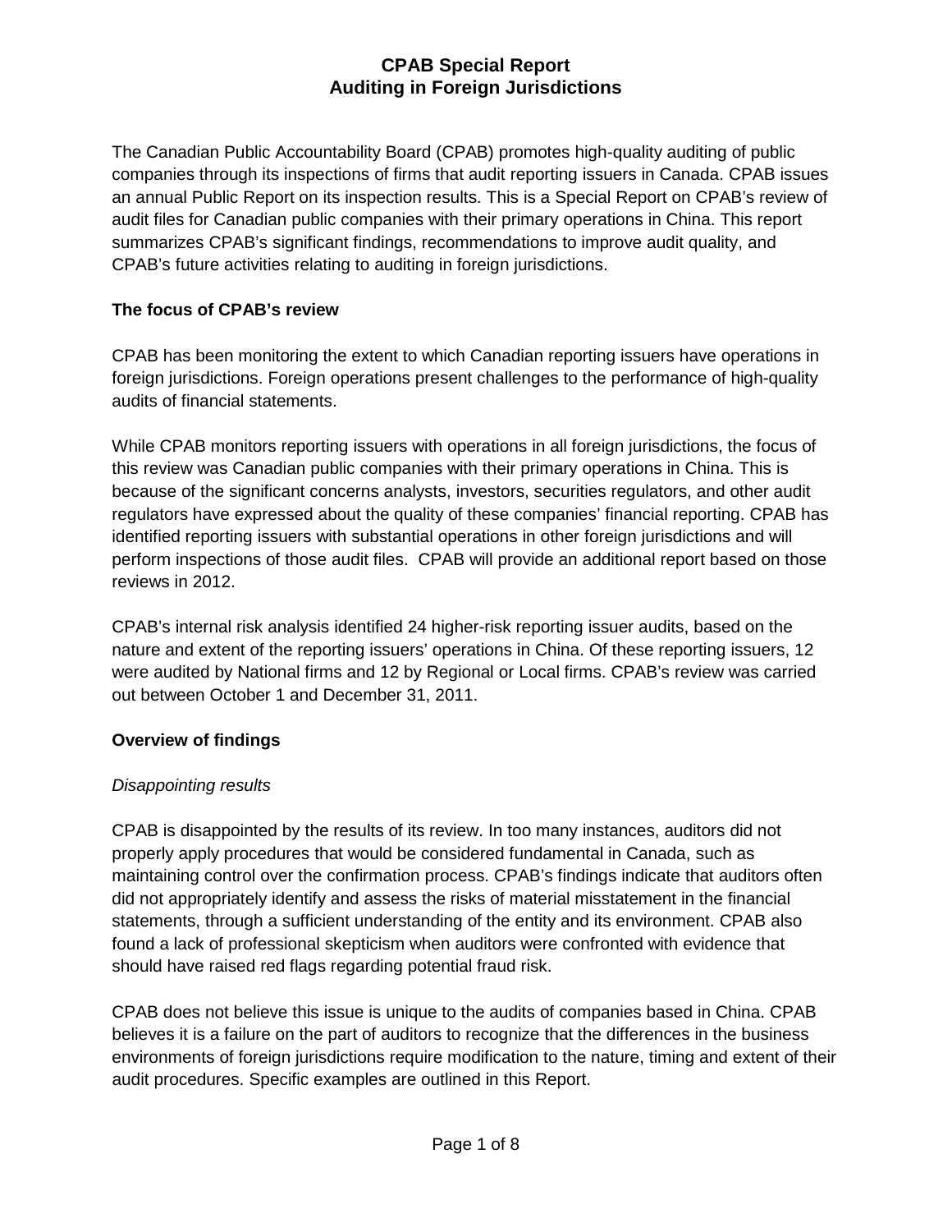# CPAB Special Report
# Auditing in Foreign Jurisdictions

The Canadian Public Accountability Board (CPAB) promotes high-quality auditing of public companies through its inspections of firms that audit reporting issuers in Canada. CPAB issues an annual Public Report on its inspection results. This is a Special Report on CPAB's review of audit files for Canadian public companies with their primary operations in China. This report summarizes CPAB's significant findings, recommendations to improve audit quality, and CPAB's future activities relating to auditing in foreign jurisdictions.

**The focus of CPAB's review**

CPAB has been monitoring the extent to which Canadian reporting issuers have operations in foreign jurisdictions. Foreign operations present challenges to the performance of high-quality audits of financial statements.

While CPAB monitors reporting issuers with operations in all foreign jurisdictions, the focus of this review was Canadian public companies with their primary operations in China. This is because of the significant concerns analysts, investors, securities regulators, and other audit regulators have expressed about the quality of these companies' financial reporting. CPAB has identified reporting issuers with substantial operations in other foreign jurisdictions and will perform inspections of those audit files. CPAB will provide an additional report based on those reviews in 2012.

CPAB's internal risk analysis identified 24 higher-risk reporting issuer audits, based on the nature and extent of the reporting issuers' operations in China. Of these reporting issuers, 12 were audited by National firms and 12 by Regional or Local firms. CPAB's review was carried out between October 1 and December 31, 2011.

**Overview of findings**

*Disappointing results*

CPAB is disappointed by the results of its review. In too many instances, auditors did not properly apply procedures that would be considered fundamental in Canada, such as maintaining control over the confirmation process. CPAB's findings indicate that auditors often did not appropriately identify and assess the risks of material misstatement in the financial statements, through a sufficient understanding of the entity and its environment. CPAB also found a lack of professional skepticism when auditors were confronted with evidence that should have raised red flags regarding potential fraud risk.

CPAB does not believe this issue is unique to the audits of companies based in China. CPAB believes it is a failure on the part of auditors to recognize that the differences in the business environments of foreign jurisdictions require modification to the nature, timing and extent of their audit procedures. Specific examples are outlined in this Report.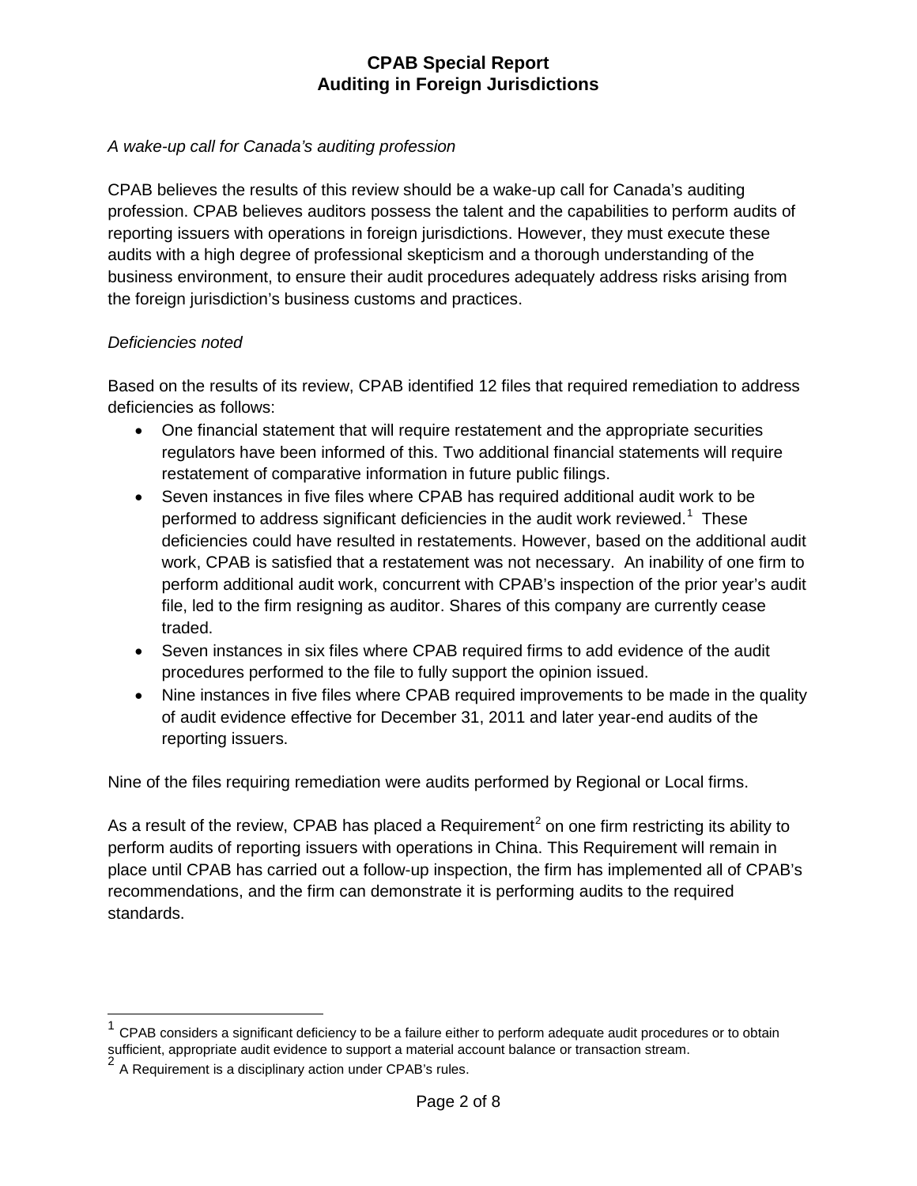*A wake-up call for Canada's auditing profession*

CPAB believes the results of this review should be a wake-up call for Canada's auditing profession. CPAB believes auditors possess the talent and the capabilities to perform audits of reporting issuers with operations in foreign jurisdictions. However, they must execute these audits with a high degree of professional skepticism and a thorough understanding of the business environment, to ensure their audit procedures adequately address risks arising from the foreign jurisdiction's business customs and practices.

*Deficiencies noted*

Based on the results of its review, CPAB identified 12 files that required remediation to address deficiencies as follows:

- One financial statement that will require restatement and the appropriate securities regulators have been informed of this. Two additional financial statements will require restatement of comparative information in future public filings.
- Seven instances in five files where CPAB has required additional audit work to be performed to address significant deficiencies in the audit work reviewed.[1] These deficiencies could have resulted in restatements. However, based on the additional audit work, CPAB is satisfied that a restatement was not necessary. An inability of one firm to perform additional audit work, concurrent with CPAB's inspection of the prior year's audit file, led to the firm resigning as auditor. Shares of this company are currently cease traded.
- Seven instances in six files where CPAB required firms to add evidence of the audit procedures performed to the file to fully support the opinion issued.
- Nine instances in five files where CPAB required improvements to be made in the quality of audit evidence effective for December 31, 2011 and later year-end audits of the reporting issuers.

Nine of the files requiring remediation were audits performed by Regional or Local firms.

As a result of the review, CPAB has placed a Requirement[2] on one firm restricting its ability to perform audits of reporting issuers with operations in China. This Requirement will remain in place until CPAB has carried out a follow-up inspection, the firm has implemented all of CPAB's recommendations, and the firm can demonstrate it is performing audits to the required standards.

[1] CPAB considers a significant deficiency to be a failure either to perform adequate audit procedures or to obtain sufficient, appropriate audit evidence to support a material account balance or transaction stream.

[2] A Requirement is a disciplinary action under CPAB's rules.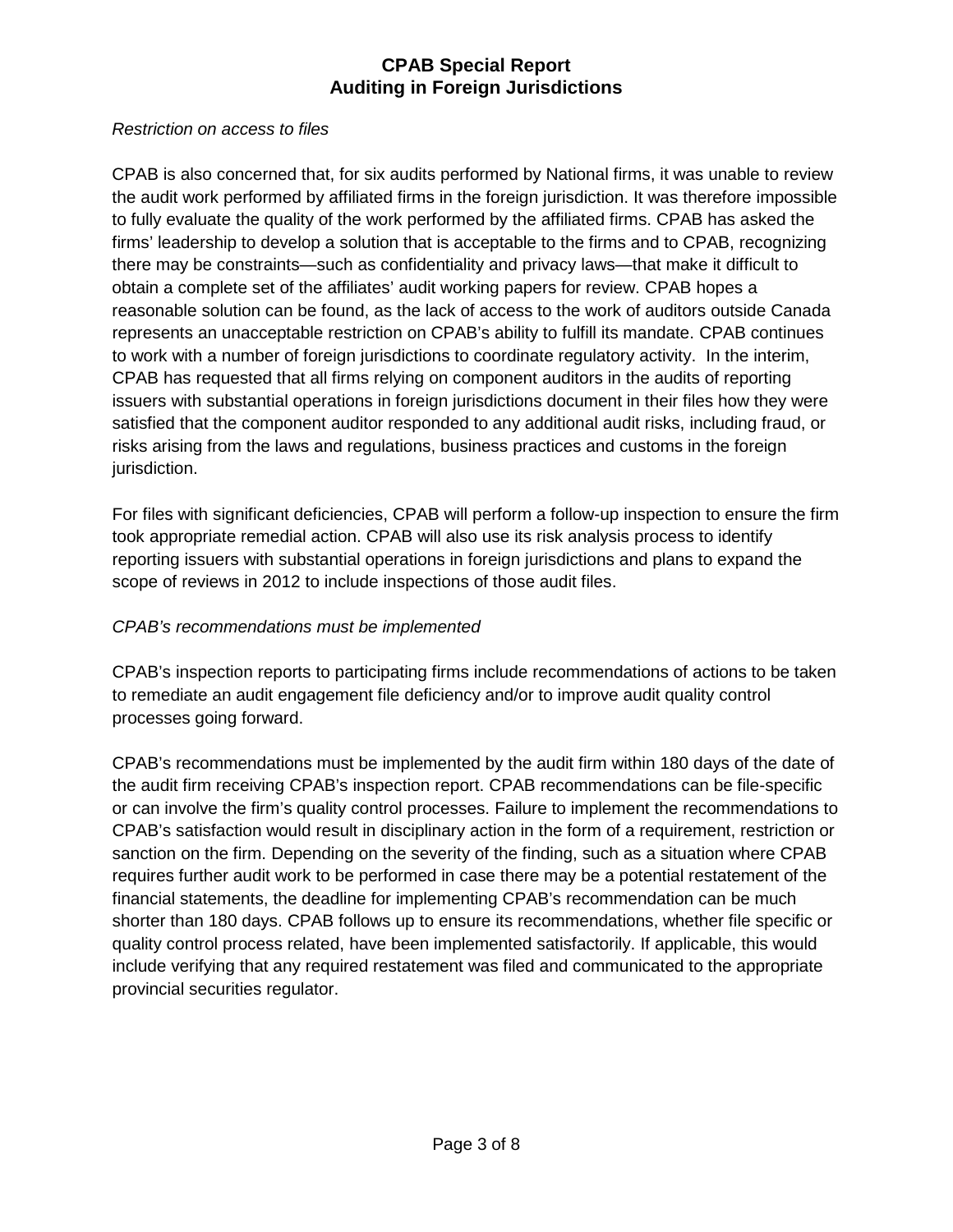*Restriction on access to files*

CPAB is also concerned that, for six audits performed by National firms, it was unable to review the audit work performed by affiliated firms in the foreign jurisdiction. It was therefore impossible to fully evaluate the quality of the work performed by the affiliated firms. CPAB has asked the firms' leadership to develop a solution that is acceptable to the firms and to CPAB, recognizing there may be constraints—such as confidentiality and privacy laws—that make it difficult to obtain a complete set of the affiliates' audit working papers for review. CPAB hopes a reasonable solution can be found, as the lack of access to the work of auditors outside Canada represents an unacceptable restriction on CPAB's ability to fulfill its mandate. CPAB continues to work with a number of foreign jurisdictions to coordinate regulatory activity. In the interim, CPAB has requested that all firms relying on component auditors in the audits of reporting issuers with substantial operations in foreign jurisdictions document in their files how they were satisfied that the component auditor responded to any additional audit risks, including fraud, or risks arising from the laws and regulations, business practices and customs in the foreign jurisdiction.

For files with significant deficiencies, CPAB will perform a follow-up inspection to ensure the firm took appropriate remedial action. CPAB will also use its risk analysis process to identify reporting issuers with substantial operations in foreign jurisdictions and plans to expand the scope of reviews in 2012 to include inspections of those audit files.

*CPAB's recommendations must be implemented*

CPAB's inspection reports to participating firms include recommendations of actions to be taken to remediate an audit engagement file deficiency and/or to improve audit quality control processes going forward.

CPAB's recommendations must be implemented by the audit firm within 180 days of the date of the audit firm receiving CPAB's inspection report. CPAB recommendations can be file-specific or can involve the firm's quality control processes. Failure to implement the recommendations to CPAB's satisfaction would result in disciplinary action in the form of a requirement, restriction or sanction on the firm. Depending on the severity of the finding, such as a situation where CPAB requires further audit work to be performed in case there may be a potential restatement of the financial statements, the deadline for implementing CPAB's recommendation can be much shorter than 180 days. CPAB follows up to ensure its recommendations, whether file specific or quality control process related, have been implemented satisfactorily. If applicable, this would include verifying that any required restatement was filed and communicated to the appropriate provincial securities regulator.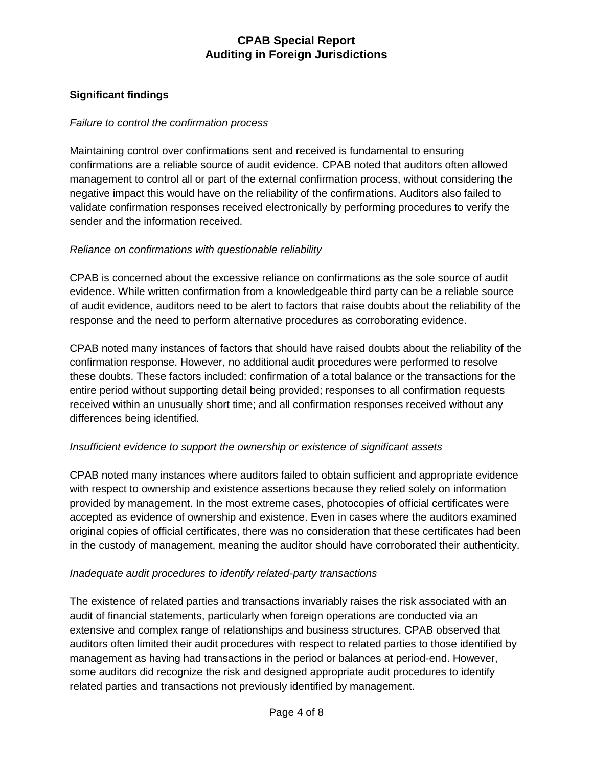### Significant findings

*Failure to control the confirmation process*

Maintaining control over confirmations sent and received is fundamental to ensuring confirmations are a reliable source of audit evidence. CPAB noted that auditors often allowed management to control all or part of the external confirmation process, without considering the negative impact this would have on the reliability of the confirmations. Auditors also failed to validate confirmation responses received electronically by performing procedures to verify the sender and the information received.

*Reliance on confirmations with questionable reliability*

CPAB is concerned about the excessive reliance on confirmations as the sole source of audit evidence. While written confirmation from a knowledgeable third party can be a reliable source of audit evidence, auditors need to be alert to factors that raise doubts about the reliability of the response and the need to perform alternative procedures as corroborating evidence.

CPAB noted many instances of factors that should have raised doubts about the reliability of the confirmation response. However, no additional audit procedures were performed to resolve these doubts. These factors included: confirmation of a total balance or the transactions for the entire period without supporting detail being provided; responses to all confirmation requests received within an unusually short time; and all confirmation responses received without any differences being identified.

*Insufficient evidence to support the ownership or existence of significant assets*

CPAB noted many instances where auditors failed to obtain sufficient and appropriate evidence with respect to ownership and existence assertions because they relied solely on information provided by management. In the most extreme cases, photocopies of official certificates were accepted as evidence of ownership and existence. Even in cases where the auditors examined original copies of official certificates, there was no consideration that these certificates had been in the custody of management, meaning the auditor should have corroborated their authenticity.

*Inadequate audit procedures to identify related-party transactions*

The existence of related parties and transactions invariably raises the risk associated with an audit of financial statements, particularly when foreign operations are conducted via an extensive and complex range of relationships and business structures. CPAB observed that auditors often limited their audit procedures with respect to related parties to those identified by management as having had transactions in the period or balances at period-end. However, some auditors did recognize the risk and designed appropriate audit procedures to identify related parties and transactions not previously identified by management.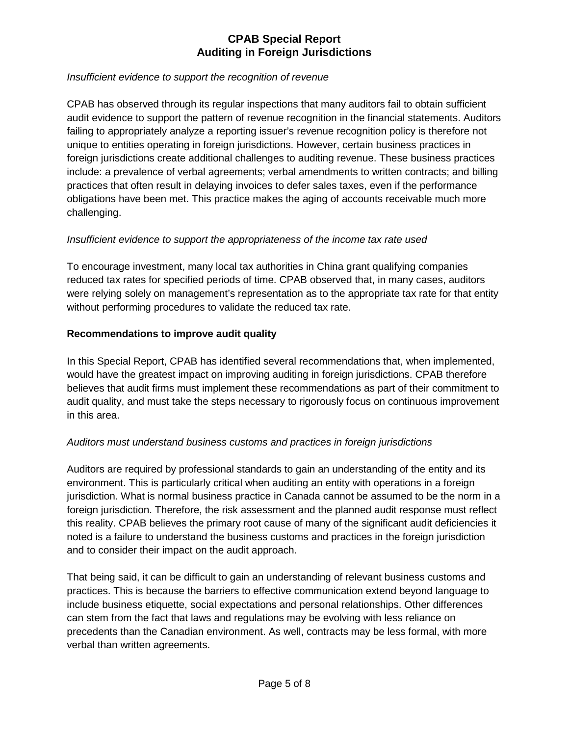*Insufficient evidence to support the recognition of revenue*

CPAB has observed through its regular inspections that many auditors fail to obtain sufficient audit evidence to support the pattern of revenue recognition in the financial statements. Auditors failing to appropriately analyze a reporting issuer's revenue recognition policy is therefore not unique to entities operating in foreign jurisdictions. However, certain business practices in foreign jurisdictions create additional challenges to auditing revenue. These business practices include: a prevalence of verbal agreements; verbal amendments to written contracts; and billing practices that often result in delaying invoices to defer sales taxes, even if the performance obligations have been met. This practice makes the aging of accounts receivable much more challenging.

*Insufficient evidence to support the appropriateness of the income tax rate used*

To encourage investment, many local tax authorities in China grant qualifying companies reduced tax rates for specified periods of time. CPAB observed that, in many cases, auditors were relying solely on management's representation as to the appropriate tax rate for that entity without performing procedures to validate the reduced tax rate.

**Recommendations to improve audit quality**

In this Special Report, CPAB has identified several recommendations that, when implemented, would have the greatest impact on improving auditing in foreign jurisdictions. CPAB therefore believes that audit firms must implement these recommendations as part of their commitment to audit quality, and must take the steps necessary to rigorously focus on continuous improvement in this area.

*Auditors must understand business customs and practices in foreign jurisdictions*

Auditors are required by professional standards to gain an understanding of the entity and its environment. This is particularly critical when auditing an entity with operations in a foreign jurisdiction. What is normal business practice in Canada cannot be assumed to be the norm in a foreign jurisdiction. Therefore, the risk assessment and the planned audit response must reflect this reality. CPAB believes the primary root cause of many of the significant audit deficiencies it noted is a failure to understand the business customs and practices in the foreign jurisdiction and to consider their impact on the audit approach.

That being said, it can be difficult to gain an understanding of relevant business customs and practices. This is because the barriers to effective communication extend beyond language to include business etiquette, social expectations and personal relationships. Other differences can stem from the fact that laws and regulations may be evolving with less reliance on precedents than the Canadian environment. As well, contracts may be less formal, with more verbal than written agreements.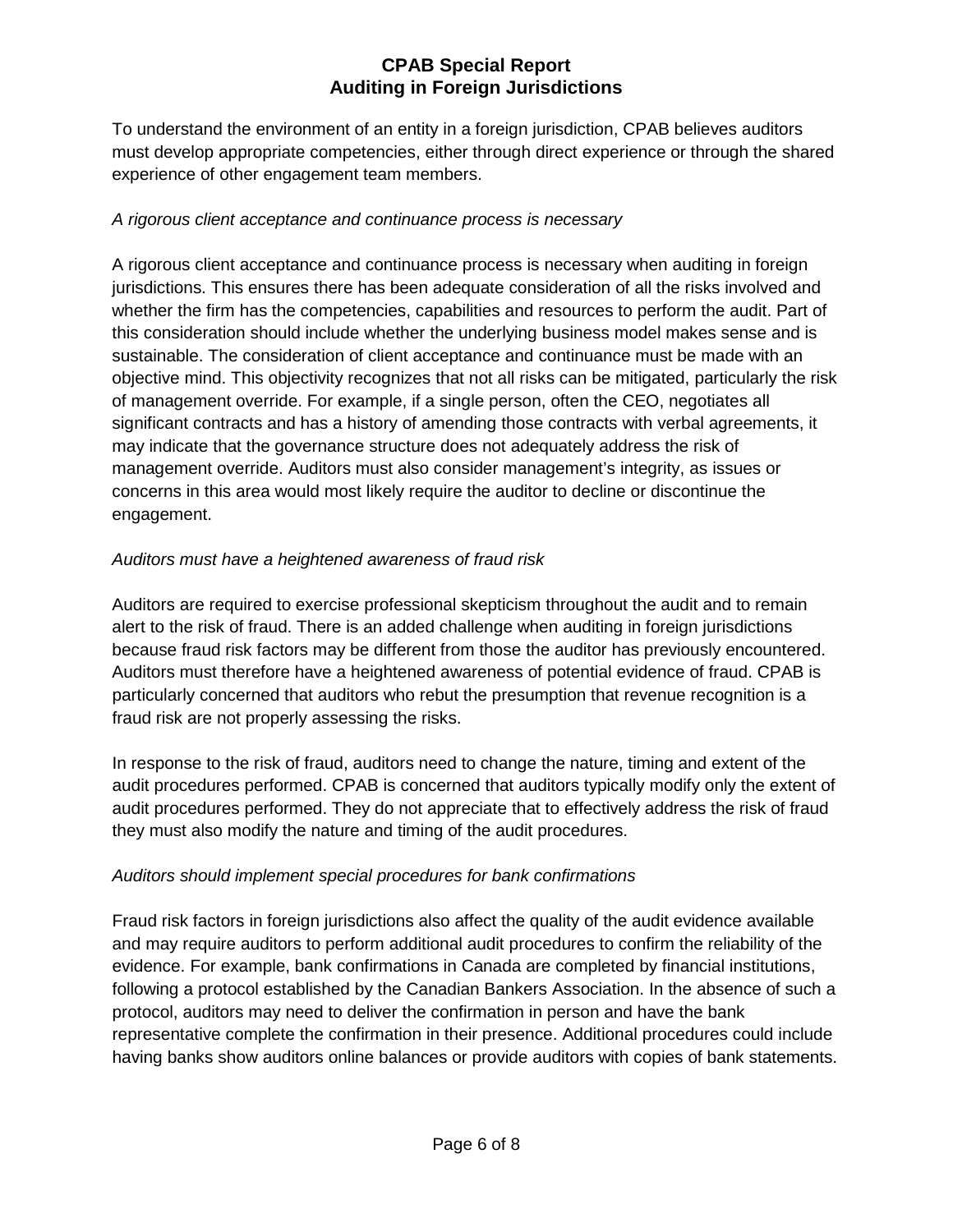To understand the environment of an entity in a foreign jurisdiction, CPAB believes auditors must develop appropriate competencies, either through direct experience or through the shared experience of other engagement team members.

*A rigorous client acceptance and continuance process is necessary*

A rigorous client acceptance and continuance process is necessary when auditing in foreign jurisdictions. This ensures there has been adequate consideration of all the risks involved and whether the firm has the competencies, capabilities and resources to perform the audit. Part of this consideration should include whether the underlying business model makes sense and is sustainable. The consideration of client acceptance and continuance must be made with an objective mind. This objectivity recognizes that not all risks can be mitigated, particularly the risk of management override. For example, if a single person, often the CEO, negotiates all significant contracts and has a history of amending those contracts with verbal agreements, it may indicate that the governance structure does not adequately address the risk of management override. Auditors must also consider management's integrity, as issues or concerns in this area would most likely require the auditor to decline or discontinue the engagement.

*Auditors must have a heightened awareness of fraud risk*

Auditors are required to exercise professional skepticism throughout the audit and to remain alert to the risk of fraud. There is an added challenge when auditing in foreign jurisdictions because fraud risk factors may be different from those the auditor has previously encountered. Auditors must therefore have a heightened awareness of potential evidence of fraud. CPAB is particularly concerned that auditors who rebut the presumption that revenue recognition is a fraud risk are not properly assessing the risks.

In response to the risk of fraud, auditors need to change the nature, timing and extent of the audit procedures performed. CPAB is concerned that auditors typically modify only the extent of audit procedures performed. They do not appreciate that to effectively address the risk of fraud they must also modify the nature and timing of the audit procedures.

*Auditors should implement special procedures for bank confirmations*

Fraud risk factors in foreign jurisdictions also affect the quality of the audit evidence available and may require auditors to perform additional audit procedures to confirm the reliability of the evidence. For example, bank confirmations in Canada are completed by financial institutions, following a protocol established by the Canadian Bankers Association. In the absence of such a protocol, auditors may need to deliver the confirmation in person and have the bank representative complete the confirmation in their presence. Additional procedures could include having banks show auditors online balances or provide auditors with copies of bank statements.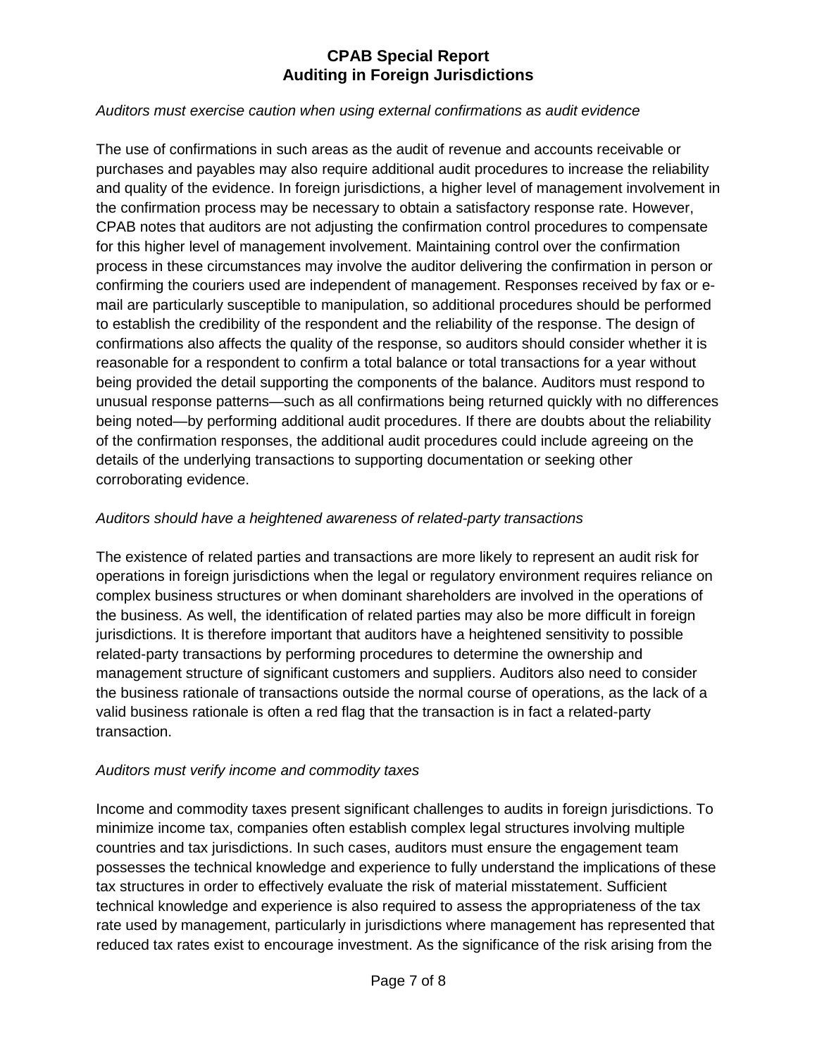*Auditors must exercise caution when using external confirmations as audit evidence*

The use of confirmations in such areas as the audit of revenue and accounts receivable or purchases and payables may also require additional audit procedures to increase the reliability and quality of the evidence. In foreign jurisdictions, a higher level of management involvement in the confirmation process may be necessary to obtain a satisfactory response rate. However, CPAB notes that auditors are not adjusting the confirmation control procedures to compensate for this higher level of management involvement. Maintaining control over the confirmation process in these circumstances may involve the auditor delivering the confirmation in person or confirming the couriers used are independent of management. Responses received by fax or e-mail are particularly susceptible to manipulation, so additional procedures should be performed to establish the credibility of the respondent and the reliability of the response. The design of confirmations also affects the quality of the response, so auditors should consider whether it is reasonable for a respondent to confirm a total balance or total transactions for a year without being provided the detail supporting the components of the balance. Auditors must respond to unusual response patterns—such as all confirmations being returned quickly with no differences being noted—by performing additional audit procedures. If there are doubts about the reliability of the confirmation responses, the additional audit procedures could include agreeing on the details of the underlying transactions to supporting documentation or seeking other corroborating evidence.

*Auditors should have a heightened awareness of related-party transactions*

The existence of related parties and transactions are more likely to represent an audit risk for operations in foreign jurisdictions when the legal or regulatory environment requires reliance on complex business structures or when dominant shareholders are involved in the operations of the business. As well, the identification of related parties may also be more difficult in foreign jurisdictions. It is therefore important that auditors have a heightened sensitivity to possible related-party transactions by performing procedures to determine the ownership and management structure of significant customers and suppliers. Auditors also need to consider the business rationale of transactions outside the normal course of operations, as the lack of a valid business rationale is often a red flag that the transaction is in fact a related-party transaction.

*Auditors must verify income and commodity taxes*

Income and commodity taxes present significant challenges to audits in foreign jurisdictions. To minimize income tax, companies often establish complex legal structures involving multiple countries and tax jurisdictions. In such cases, auditors must ensure the engagement team possesses the technical knowledge and experience to fully understand the implications of these tax structures in order to effectively evaluate the risk of material misstatement. Sufficient technical knowledge and experience is also required to assess the appropriateness of the tax rate used by management, particularly in jurisdictions where management has represented that reduced tax rates exist to encourage investment. As the significance of the risk arising from the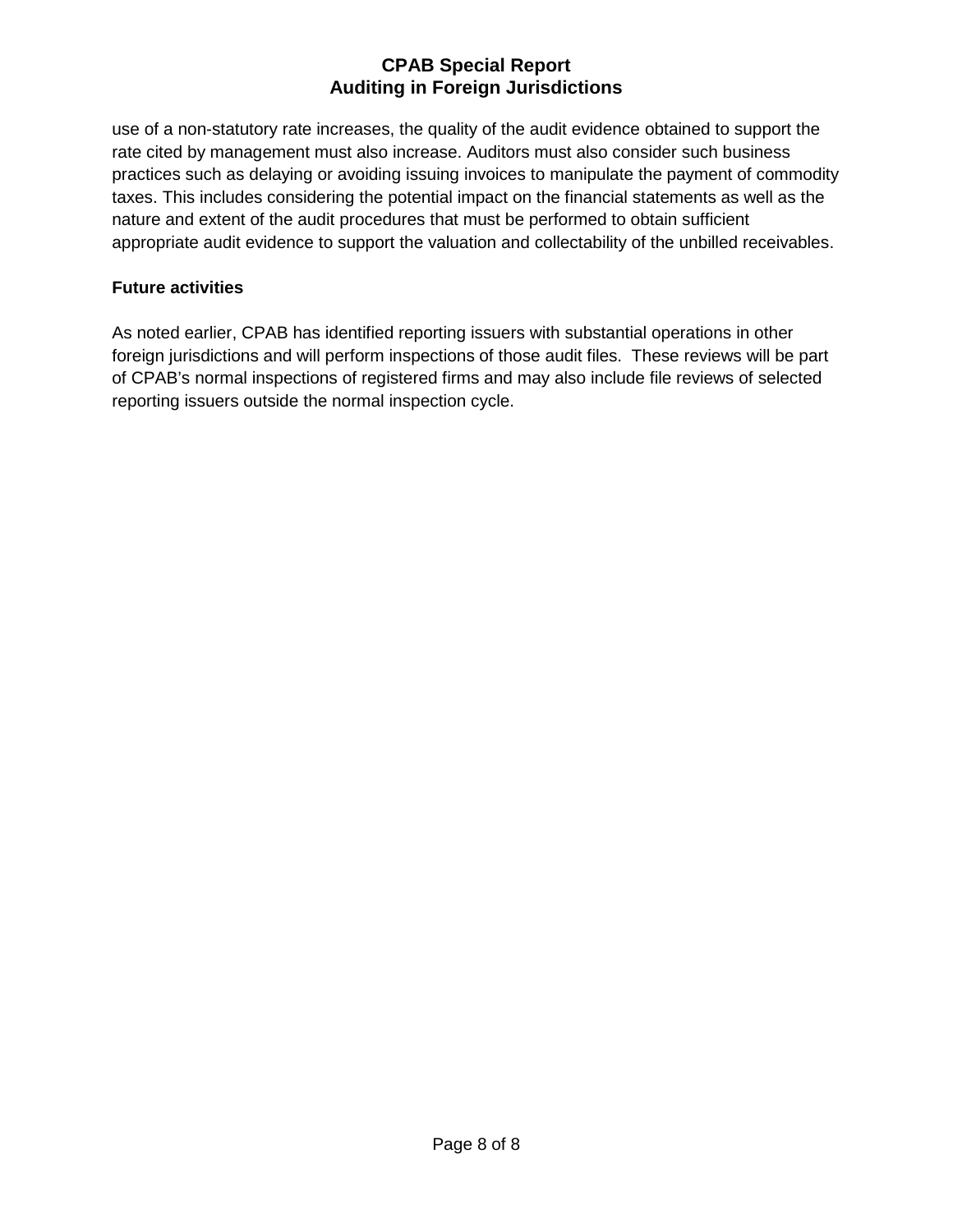use of a non-statutory rate increases, the quality of the audit evidence obtained to support the rate cited by management must also increase. Auditors must also consider such business practices such as delaying or avoiding issuing invoices to manipulate the payment of commodity taxes. This includes considering the potential impact on the financial statements as well as the nature and extent of the audit procedures that must be performed to obtain sufficient appropriate audit evidence to support the valuation and collectability of the unbilled receivables.

**Future activities**

As noted earlier, CPAB has identified reporting issuers with substantial operations in other foreign jurisdictions and will perform inspections of those audit files. These reviews will be part of CPAB's normal inspections of registered firms and may also include file reviews of selected reporting issuers outside the normal inspection cycle.